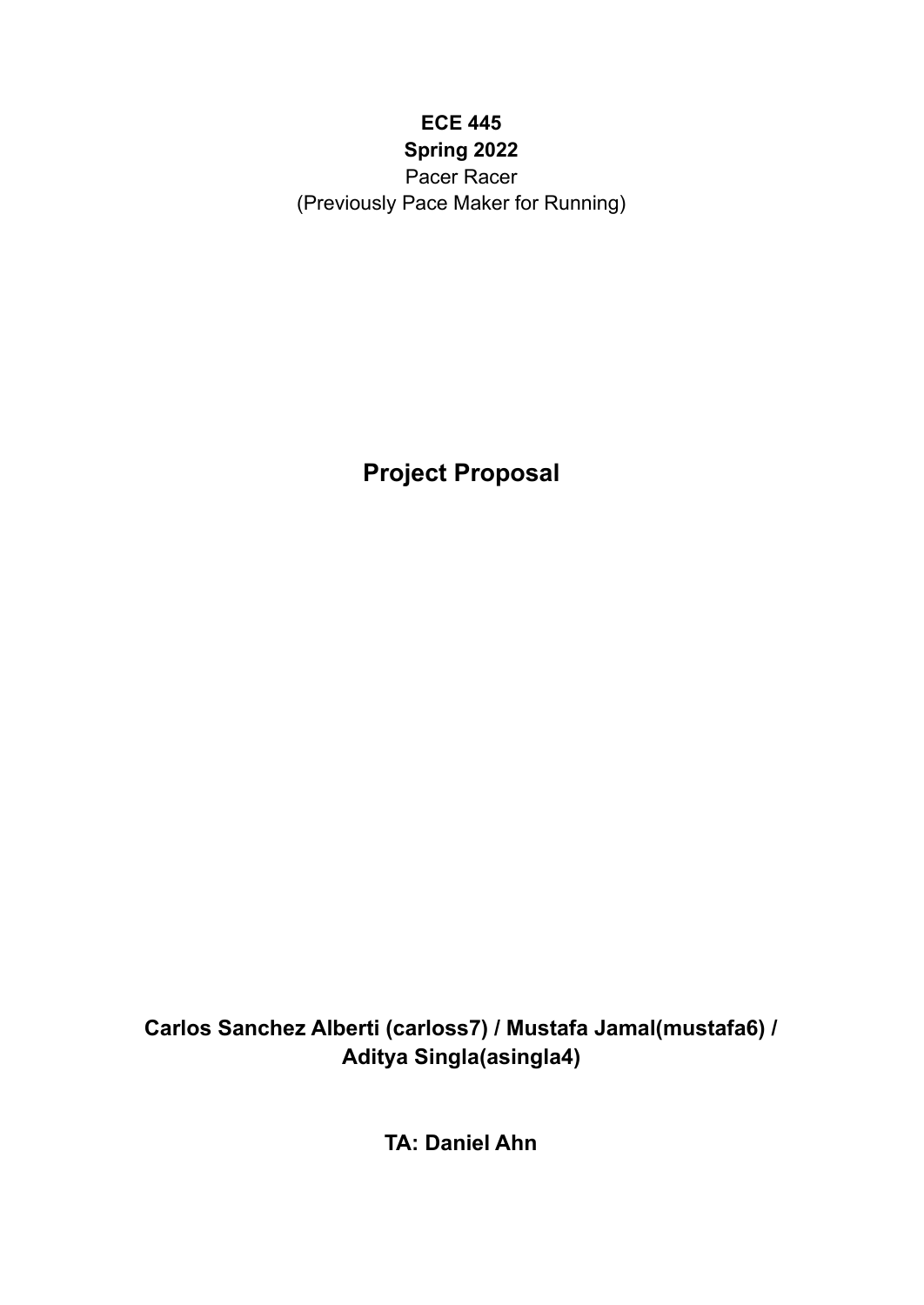**ECE 445**

**Spring 2022**

Pacer Racer

(Previously Pace Maker for Running)

# Project Proposal

**Carlos Sanchez Alberti (carloss7) / Mustafa Jamal(mustafa6) / Aditya Singla(asingla4)**

**TA: Daniel Ahn**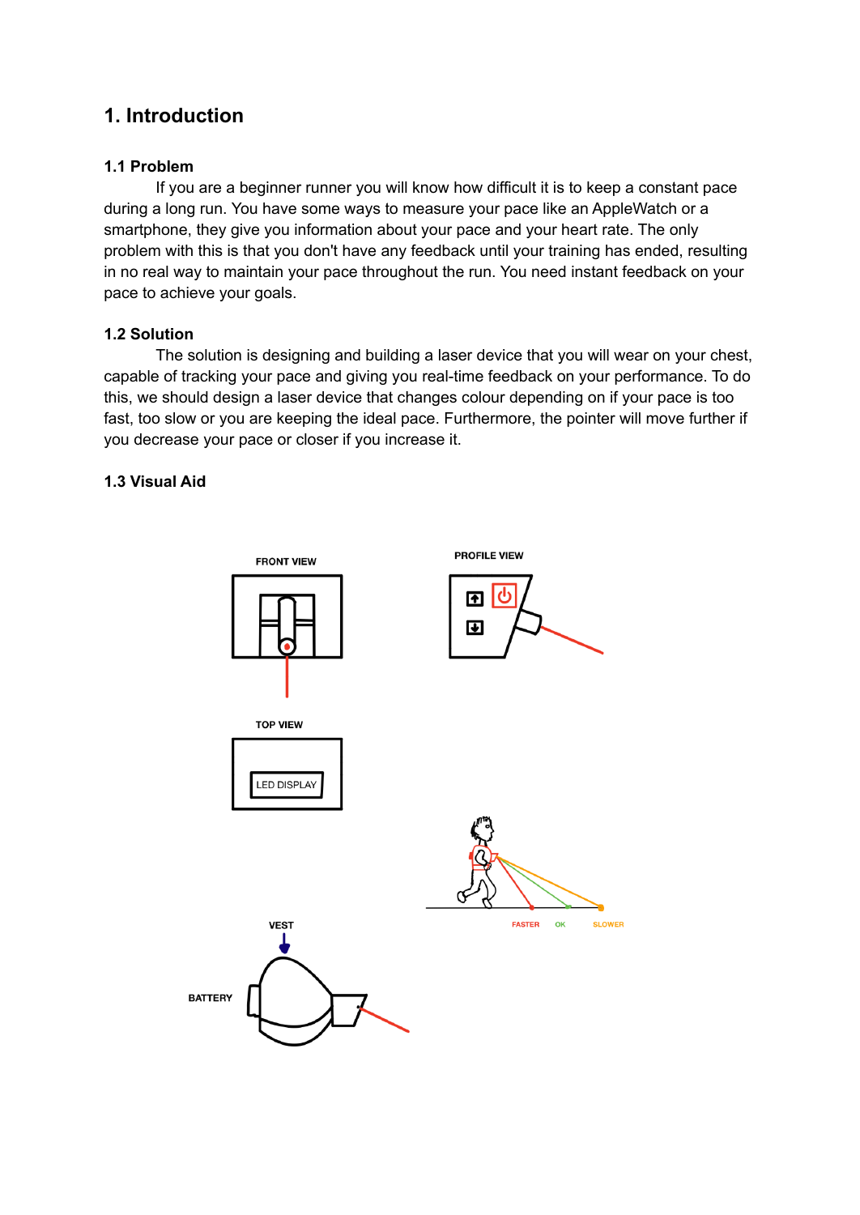# 1. Introduction

## 1.1 Problem

If you are a beginner runner you will know how difficult it is to keep a constant pace during a long run. You have some ways to measure your pace like an AppleWatch or a smartphone, they give you information about your pace and your heart rate. The only problem with this is that you don't have any feedback until your training has ended, resulting in no real way to maintain your pace throughout the run. You need instant feedback on your pace to achieve your goals.

## 1.2 Solution

The solution is designing and building a laser device that you will wear on your chest, capable of tracking your pace and giving you real-time feedback on your performance. To do this, we should design a laser device that changes colour depending on if your pace is too fast, too slow or you are keeping the ideal pace. Furthermore, the pointer will move further if you decrease your pace or closer if you increase it.

## 1.3 Visual Aid

FRONT VIEW

PROFILE VIEW

TOP VIEW

LED DISPLAY

FASTER OK SLOWER

VEST

BATTERY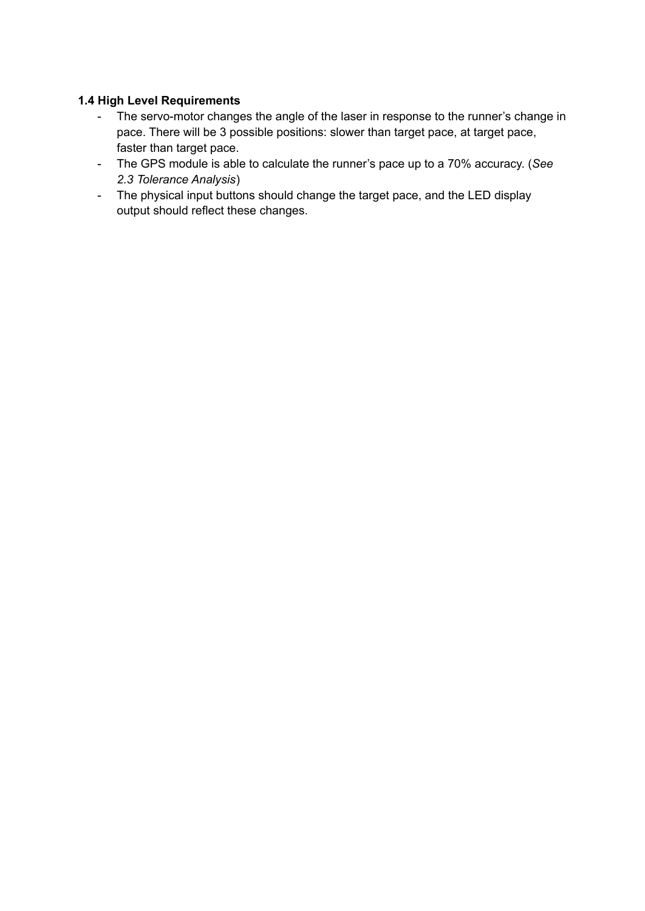### 1.4 High Level Requirements

- The servo-motor changes the angle of the laser in response to the runner's change in pace. There will be 3 possible positions: slower than target pace, at target pace, faster than target pace.
- The GPS module is able to calculate the runner's pace up to a 70% accuracy. (*See 2.3 Tolerance Analysis*)
- The physical input buttons should change the target pace, and the LED display output should reflect these changes.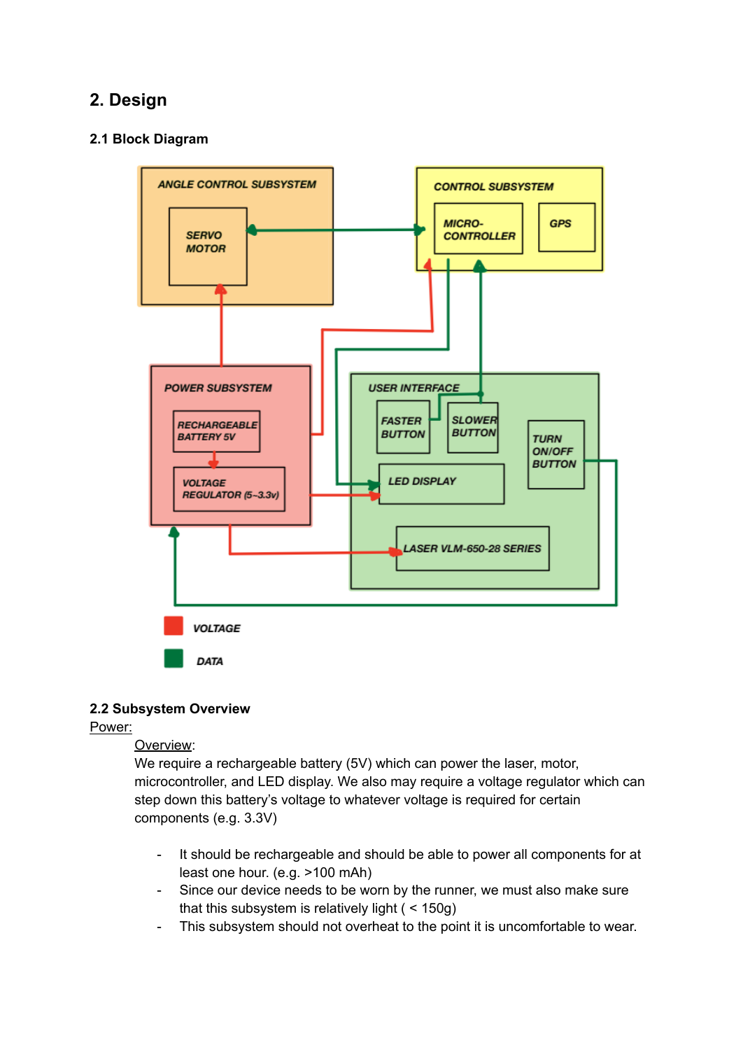## 2. Design

### 2.1 Block Diagram

### 2.2 Subsystem Overview

Power:

Overview:

We require a rechargeable battery (5V) which can power the laser, motor, microcontroller, and LED display. We also may require a voltage regulator which can step down this battery's voltage to whatever voltage is required for certain components (e.g. 3.3V)

- It should be rechargeable and should be able to power all components for at least one hour. (e.g. >100 mAh)
- Since our device needs to be worn by the runner, we must also make sure that this subsystem is relatively light ( < 150g)
- This subsystem should not overheat to the point it is uncomfortable to wear.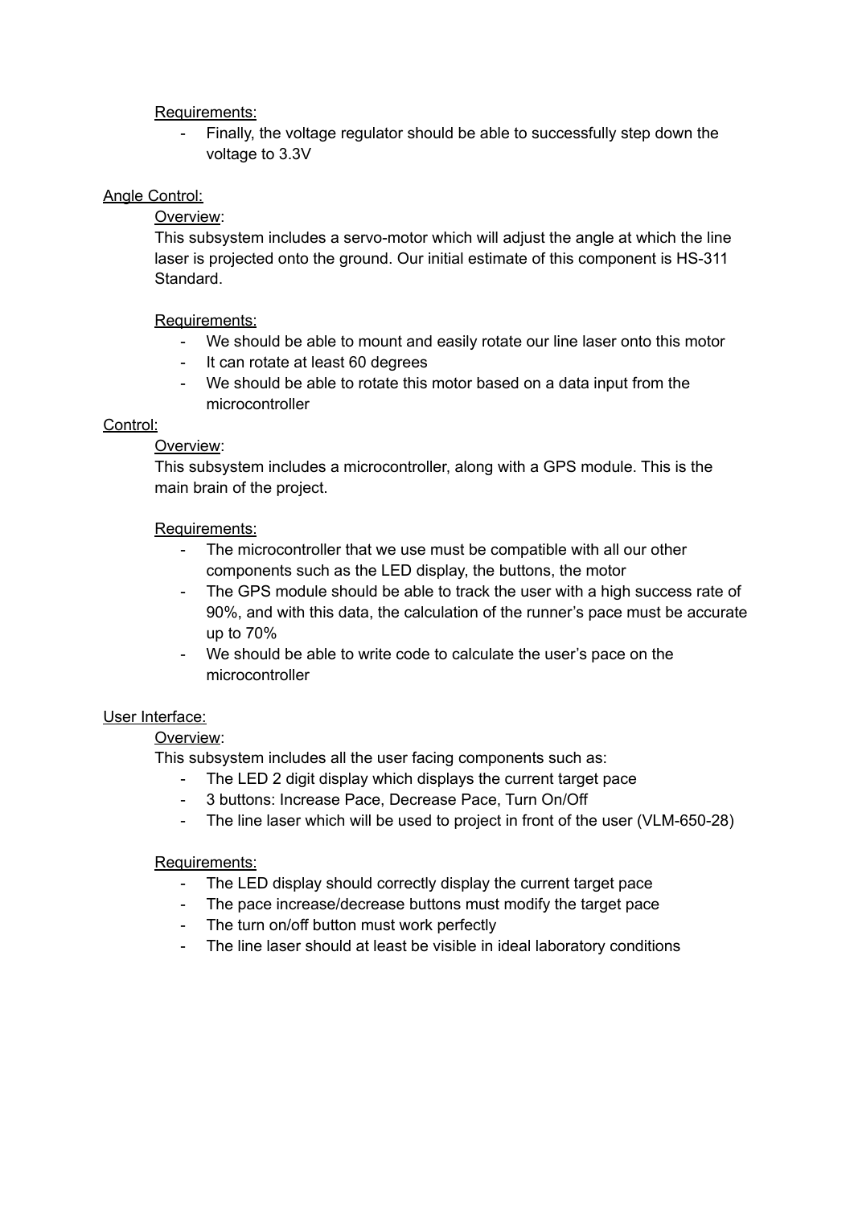Requirements:

- Finally, the voltage regulator should be able to successfully step down the voltage to 3.3V

Angle Control:

Overview:

This subsystem includes a servo-motor which will adjust the angle at which the line laser is projected onto the ground. Our initial estimate of this component is HS-311 Standard.

Requirements:

- We should be able to mount and easily rotate our line laser onto this motor
- It can rotate at least 60 degrees
- We should be able to rotate this motor based on a data input from the microcontroller

Control:

Overview:

This subsystem includes a microcontroller, along with a GPS module. This is the main brain of the project.

Requirements:

- The microcontroller that we use must be compatible with all our other components such as the LED display, the buttons, the motor
- The GPS module should be able to track the user with a high success rate of 90%, and with this data, the calculation of the runner's pace must be accurate up to 70%
- We should be able to write code to calculate the user's pace on the microcontroller

User Interface:

Overview:

This subsystem includes all the user facing components such as:

- The LED 2 digit display which displays the current target pace
- 3 buttons: Increase Pace, Decrease Pace, Turn On/Off
- The line laser which will be used to project in front of the user (VLM-650-28)

Requirements:

- The LED display should correctly display the current target pace
- The pace increase/decrease buttons must modify the target pace
- The turn on/off button must work perfectly
- The line laser should at least be visible in ideal laboratory conditions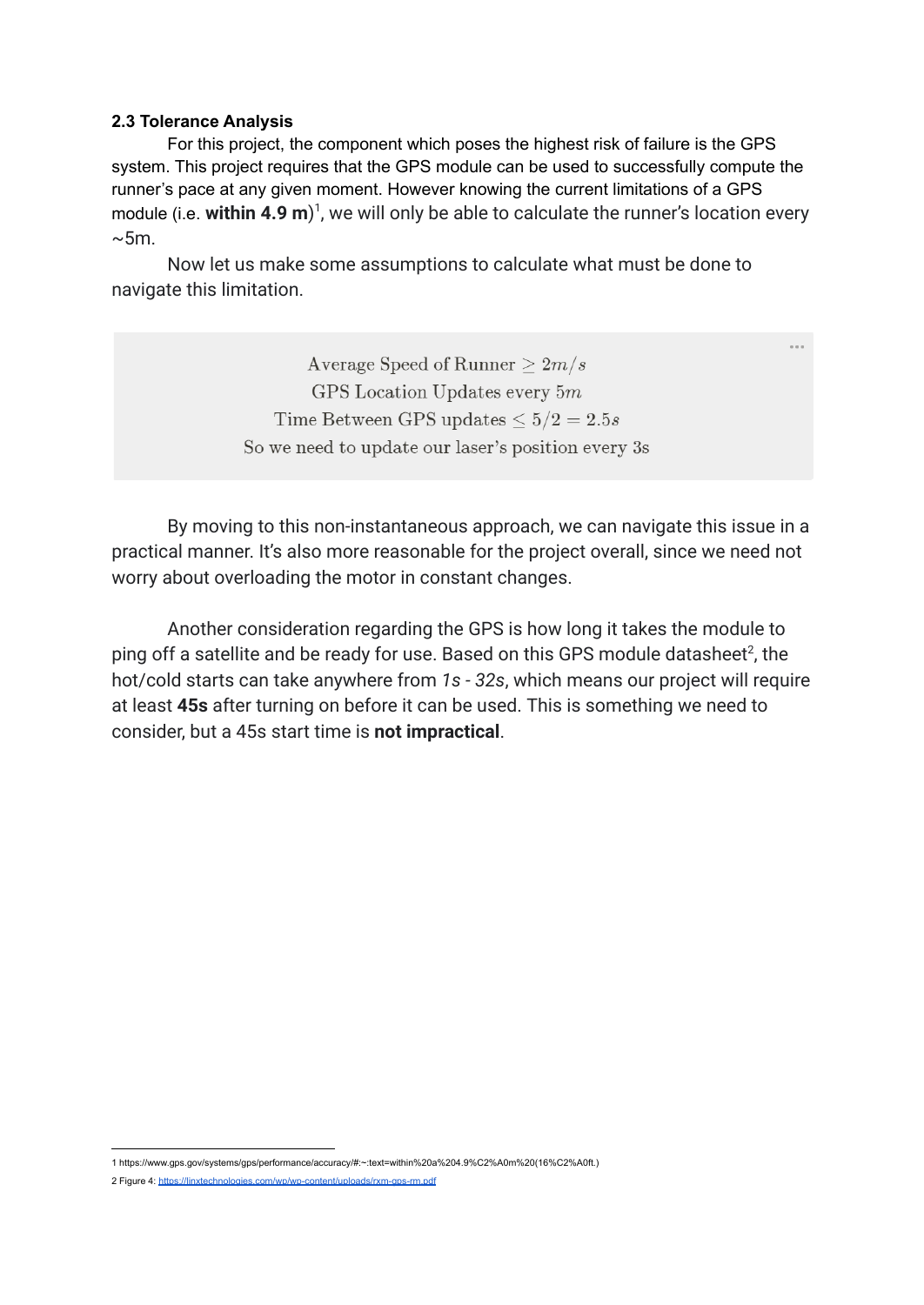### 2.3 Tolerance Analysis

For this project, the component which poses the highest risk of failure is the GPS system. This project requires that the GPS module can be used to successfully compute the runner's pace at any given moment. However knowing the current limitations of a GPS module (i.e. **within 4.9 m**)[1], we will only be able to calculate the runner's location every ~5m.

Now let us make some assumptions to calculate what must be done to navigate this limitation.

$$\text{Average Speed of Runner} \geq 2m/s$$
$$\text{GPS Location Updates every } 5m$$
$$\text{Time Between GPS updates} \leq 5/2 = 2.5s$$
$$\text{So we need to update our laser's position every 3s}$$

By moving to this non-instantaneous approach, we can navigate this issue in a practical manner. It's also more reasonable for the project overall, since we need not worry about overloading the motor in constant changes.

Another consideration regarding the GPS is how long it takes the module to ping off a satellite and be ready for use. Based on this GPS module datasheet[2], the hot/cold starts can take anywhere from *1s - 32s*, which means our project will require at least **45s** after turning on before it can be used. This is something we need to consider, but a 45s start time is **not impractical**.

---

1 https://www.gps.gov/systems/gps/performance/accuracy/#:~:text=within%20a%204.9%C2%A0m%20(16%C2%A0ft.)

2 Figure 4: https://linxtechnologies.com/wp/wp-content/uploads/rxm-gps-rm.pdf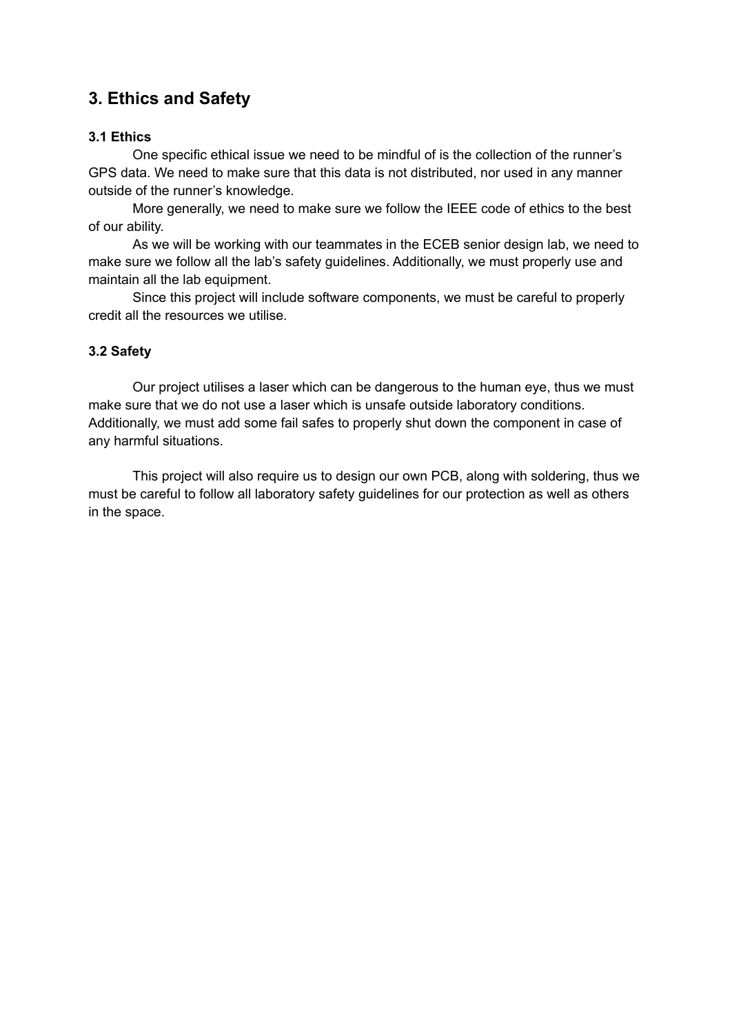## 3. Ethics and Safety

### 3.1 Ethics

One specific ethical issue we need to be mindful of is the collection of the runner's GPS data. We need to make sure that this data is not distributed, nor used in any manner outside of the runner's knowledge.

More generally, we need to make sure we follow the IEEE code of ethics to the best of our ability.

As we will be working with our teammates in the ECEB senior design lab, we need to make sure we follow all the lab's safety guidelines. Additionally, we must properly use and maintain all the lab equipment.

Since this project will include software components, we must be careful to properly credit all the resources we utilise.

### 3.2 Safety

Our project utilises a laser which can be dangerous to the human eye, thus we must make sure that we do not use a laser which is unsafe outside laboratory conditions. Additionally, we must add some fail safes to properly shut down the component in case of any harmful situations.

This project will also require us to design our own PCB, along with soldering, thus we must be careful to follow all laboratory safety guidelines for our protection as well as others in the space.